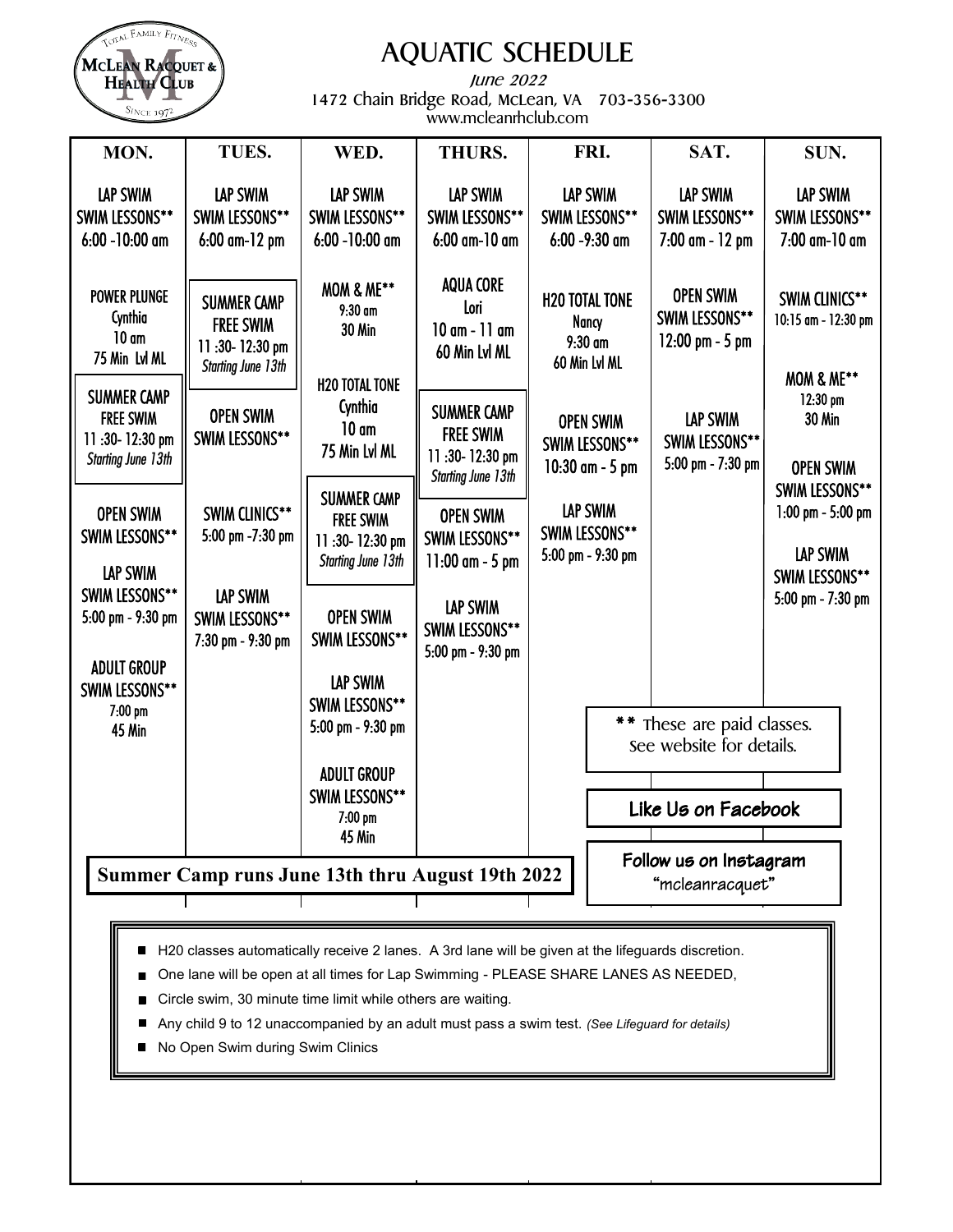# AQUATIC SCHEDULE

*June 2022*

1472 Chain Bridge Road, McLean, VA 703-356-3300

www.mcleanrhclub.com

McLean Racquet & Health Club — Total Family Fitness — Since 1972

| MON. | TUES. | WED. | THURS. | FRI. | SAT. | SUN. |
|---|---|---|---|---|---|---|
| LAP SWIM SWIM LESSONS** 6:00 -10:00 am | LAP SWIM SWIM LESSONS** 6:00 am-12 pm | LAP SWIM SWIM LESSONS** 6:00 -10:00 am | LAP SWIM SWIM LESSONS** 6:00 am-10 am | LAP SWIM SWIM LESSONS** 6:00 -9:30 am | LAP SWIM SWIM LESSONS** 7:00 am - 12 pm | LAP SWIM SWIM LESSONS** 7:00 am-10 am |
| POWER PLUNGE Cynthia 10 am 75 Min Lvl ML | SUMMER CAMP FREE SWIM 11:30- 12:30 pm *Starting June 13th* | MOM & ME** 9:30 am 30 Min | AQUA CORE Lori 10 am - 11 am 60 Min Lvl ML | H20 TOTAL TONE Nancy 9:30 am 60 Min Lvl ML | OPEN SWIM SWIM LESSONS** 12:00 pm - 5 pm | SWIM CLINICS** 10:15 am - 12:30 pm |
| SUMMER CAMP FREE SWIM 11:30- 12:30 pm *Starting June 13th* | OPEN SWIM SWIM LESSONS** | H20 TOTAL TONE Cynthia 10 am 75 Min Lvl ML | SUMMER CAMP FREE SWIM 11:30- 12:30 pm *Starting June 13th* | OPEN SWIM SWIM LESSONS** 10:30 am - 5 pm | LAP SWIM SWIM LESSONS** 5:00 pm - 7:30 pm | MOM & ME** 12:30 pm 30 Min |
| OPEN SWIM SWIM LESSONS** | SWIM CLINICS** 5:00 pm -7:30 pm | SUMMER CAMP FREE SWIM 11:30- 12:30 pm *Starting June 13th* | OPEN SWIM SWIM LESSONS** 11:00 am - 5 pm | LAP SWIM SWIM LESSONS** 5:00 pm - 9:30 pm | | OPEN SWIM SWIM LESSONS** 1:00 pm - 5:00 pm |
| LAP SWIM SWIM LESSONS** 5:00 pm - 9:30 pm | LAP SWIM SWIM LESSONS** 7:30 pm - 9:30 pm | OPEN SWIM SWIM LESSONS** | LAP SWIM SWIM LESSONS** 5:00 pm - 9:30 pm | | | LAP SWIM SWIM LESSONS** 5:00 pm - 7:30 pm |
| ADULT GROUP SWIM LESSONS** 7:00 pm 45 Min | | LAP SWIM SWIM LESSONS** 5:00 pm - 9:30 pm | | | | |
| | | ADULT GROUP SWIM LESSONS** 7:00 pm 45 Min | | | | |

** These are paid classes. See website for details.

**Summer Camp runs June 13th thru August 19th 2022**

Like Us on Facebook

Follow us on Instagram "mcleanracquet"

- H20 classes automatically receive 2 lanes. A 3rd lane will be given at the lifeguards discretion.
- One lane will be open at all times for Lap Swimming - PLEASE SHARE LANES AS NEEDED,
- Circle swim, 30 minute time limit while others are waiting.
- Any child 9 to 12 unaccompanied by an adult must pass a swim test. *(See Lifeguard for details)*
- No Open Swim during Swim Clinics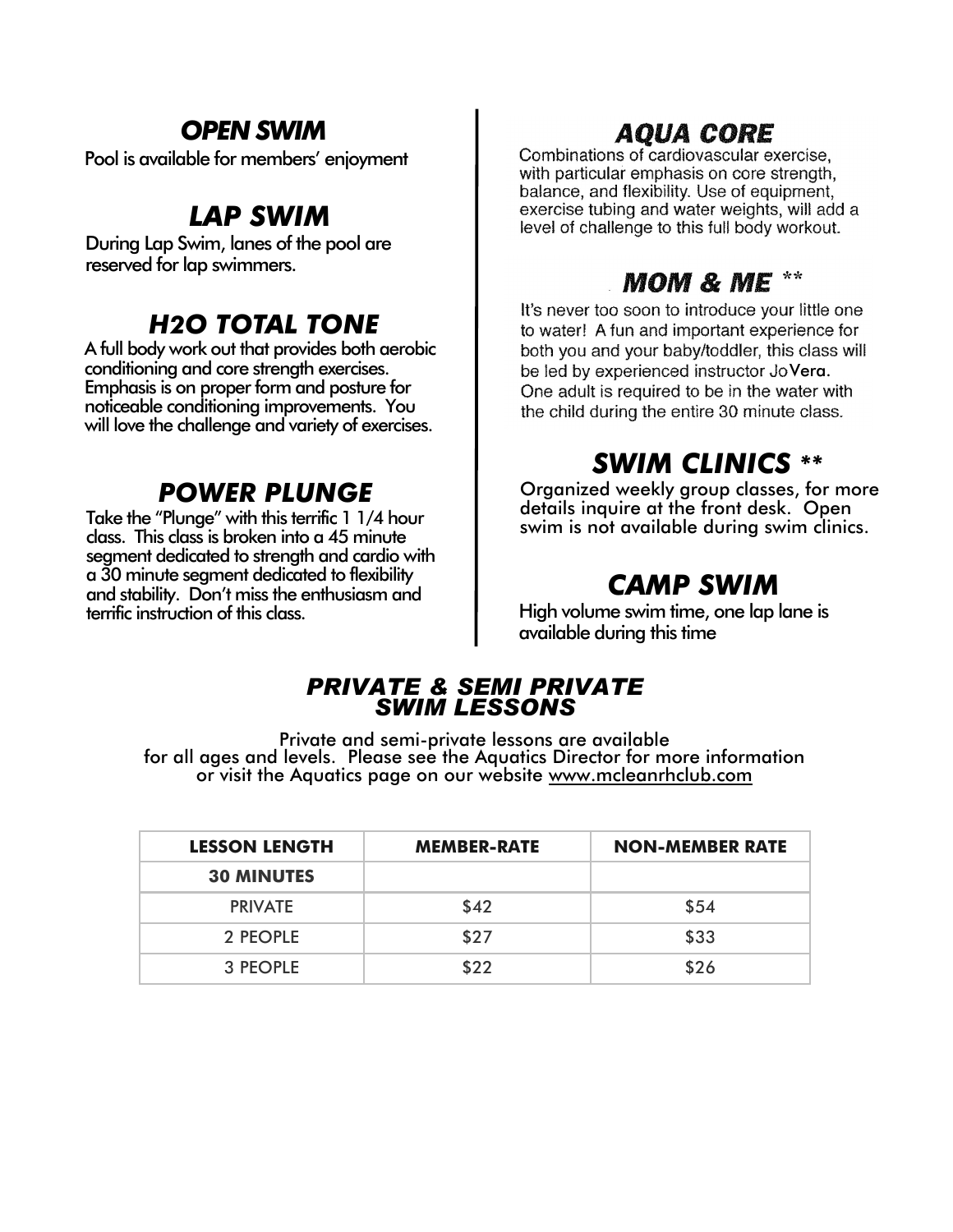## *OPEN SWIM*

Pool is available for members' enjoyment

## *LAP SWIM*

During Lap Swim, lanes of the pool are reserved for lap swimmers.

## *H2O TOTAL TONE*

A full body work out that provides both aerobic conditioning and core strength exercises. Emphasis is on proper form and posture for noticeable conditioning improvements. You will love the challenge and variety of exercises.

## *POWER PLUNGE*

Take the "Plunge" with this terrific 1 1/4 hour class. This class is broken into a 45 minute segment dedicated to strength and cardio with a 30 minute segment dedicated to flexibility and stability. Don't miss the enthusiasm and terrific instruction of this class.

## *AQUA CORE*

Combinations of cardiovascular exercise, with particular emphasis on core strength, balance, and flexibility. Use of equipment, exercise tubing and water weights, will add a level of challenge to this full body workout.

## *MOM & ME* **

It's never too soon to introduce your little one to water! A fun and important experience for both you and your baby/toddler, this class will be led by experienced instructor JoVera. One adult is required to be in the water with the child during the entire 30 minute class.

## *SWIM CLINICS* **

Organized weekly group classes, for more details inquire at the front desk. Open swim is not available during swim clinics.

## *CAMP SWIM*

High volume swim time, one lap lane is available during this time

## *PRIVATE & SEMI PRIVATE SWIM LESSONS*

Private and semi-private lessons are available for all ages and levels. Please see the Aquatics Director for more information or visit the Aquatics page on our website www.mcleanrhclub.com

| LESSON LENGTH | MEMBER-RATE | NON-MEMBER RATE |
|---|---|---|
| **30 MINUTES** | | |
| PRIVATE | $42 | $54 |
| 2 PEOPLE | $27 | $33 |
| 3 PEOPLE | $22 | $26 |